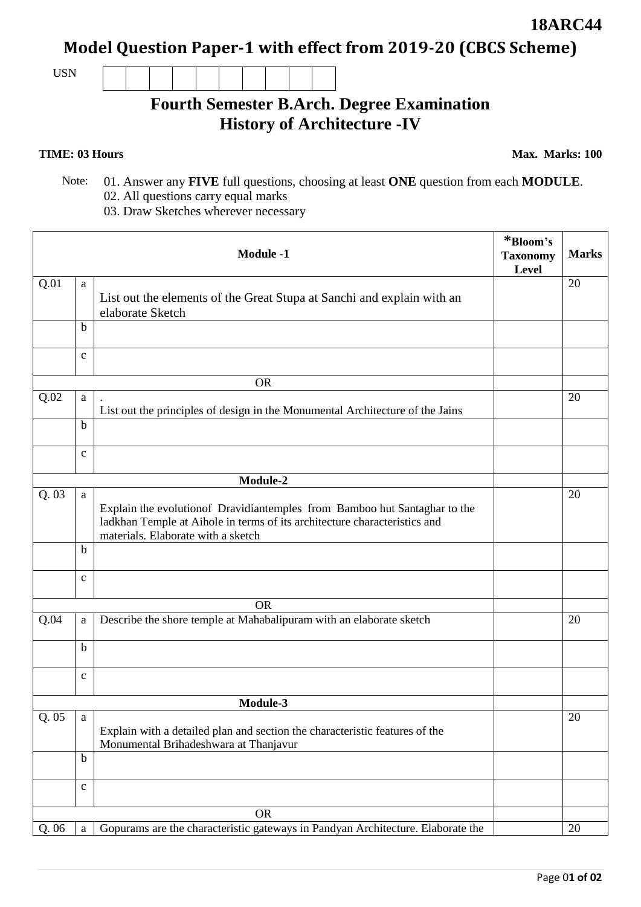**18ARC44**

# Model Question Paper-1 with effect from 2019-20 (CBCS Scheme)

USN

## Fourth Semester B.Arch. Degree Examination
## History of Architecture -IV

**TIME: 03 Hours** **Max. Marks: 100**

Note: 01. Answer any **FIVE** full questions, choosing at least **ONE** question from each **MODULE**.
02. All questions carry equal marks
03. Draw Sketches wherever necessary

| | | **Module -1** | ***Bloom's Taxonomy Level** | **Marks** |
|---|---|---|---|---|
| Q.01 | a | List out the elements of the Great Stupa at Sanchi and explain with an elaborate Sketch | | 20 |
| | b | | | |
| | c | | | |
| | | OR | | |
| Q.02 | a | . List out the principles of design in the Monumental Architecture of the Jains | | 20 |
| | b | | | |
| | c | | | |
| | | **Module-2** | | |
| Q. 03 | a | Explain the evolutionof Dravidiantemples from Bamboo hut Santaghar to the ladkhan Temple at Aihole in terms of its architecture characteristics and materials. Elaborate with a sketch | | 20 |
| | b | | | |
| | c | | | |
| | | OR | | |
| Q.04 | a | Describe the shore temple at Mahabalipuram with an elaborate sketch | | 20 |
| | b | | | |
| | c | | | |
| | | **Module-3** | | |
| Q. 05 | a | Explain with a detailed plan and section the characteristic features of the Monumental Brihadeshwara at Thanjavur | | 20 |
| | b | | | |
| | c | | | |
| | | OR | | |
| Q. 06 | a | Gopurams are the characteristic gateways in Pandyan Architecture. Elaborate the | | 20 |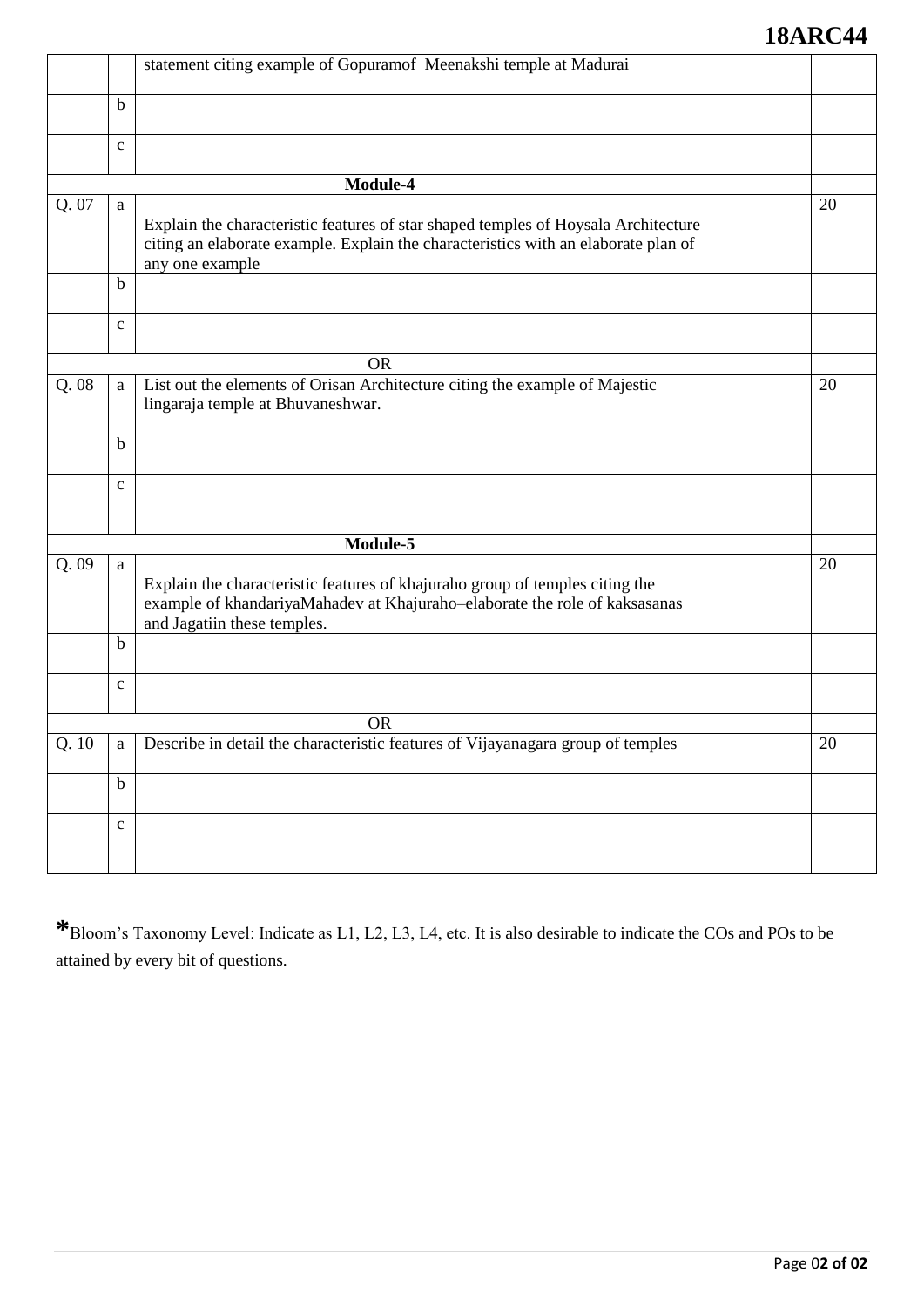| | | | | |
|---|---|---|---|---|
| | | statement citing example of Gopuramof Meenakshi temple at Madurai | | |
| | b | | | |
| | c | | | |
| **Module-4** | | | | |
| Q. 07 | a | Explain the characteristic features of star shaped temples of Hoysala Architecture citing an elaborate example. Explain the characteristics with an elaborate plan of any one example | | 20 |
| | b | | | |
| | c | | | |
| OR | | | | |
| Q. 08 | a | List out the elements of Orisan Architecture citing the example of Majestic lingaraja temple at Bhuvaneshwar. | | 20 |
| | b | | | |
| | c | | | |
| **Module-5** | | | | |
| Q. 09 | a | Explain the characteristic features of khajuraho group of temples citing the example of khandariyaMahadev at Khajuraho–elaborate the role of kaksasanas and Jagatiin these temples. | | 20 |
| | b | | | |
| | c | | | |
| OR | | | | |
| Q. 10 | a | Describe in detail the characteristic features of Vijayanagara group of temples | | 20 |
| | b | | | |
| | c | | | |

**\***Bloom's Taxonomy Level: Indicate as L1, L2, L3, L4, etc. It is also desirable to indicate the COs and POs to be attained by every bit of questions.